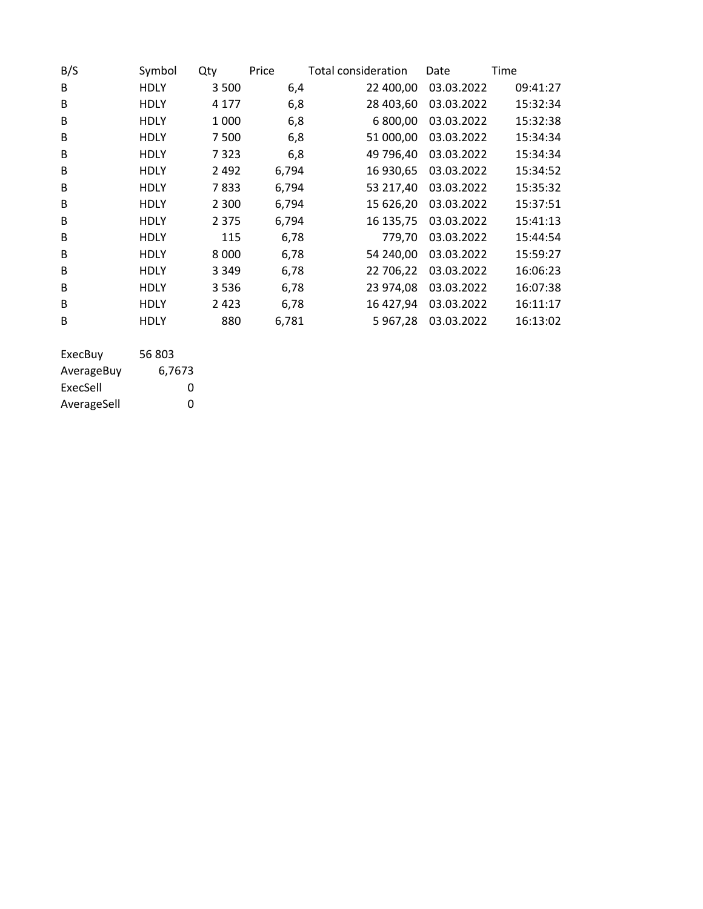| B/S | Symbol | Qty | Price | Total consideration | Date | Time |
|---|---|---|---|---|---|---|
| B | HDLY | 3 500 | 6,4 | 22 400,00 | 03.03.2022 | 09:41:27 |
| B | HDLY | 4 177 | 6,8 | 28 403,60 | 03.03.2022 | 15:32:34 |
| B | HDLY | 1 000 | 6,8 | 6 800,00 | 03.03.2022 | 15:32:38 |
| B | HDLY | 7 500 | 6,8 | 51 000,00 | 03.03.2022 | 15:34:34 |
| B | HDLY | 7 323 | 6,8 | 49 796,40 | 03.03.2022 | 15:34:34 |
| B | HDLY | 2 492 | 6,794 | 16 930,65 | 03.03.2022 | 15:34:52 |
| B | HDLY | 7 833 | 6,794 | 53 217,40 | 03.03.2022 | 15:35:32 |
| B | HDLY | 2 300 | 6,794 | 15 626,20 | 03.03.2022 | 15:37:51 |
| B | HDLY | 2 375 | 6,794 | 16 135,75 | 03.03.2022 | 15:41:13 |
| B | HDLY | 115 | 6,78 | 779,70 | 03.03.2022 | 15:44:54 |
| B | HDLY | 8 000 | 6,78 | 54 240,00 | 03.03.2022 | 15:59:27 |
| B | HDLY | 3 349 | 6,78 | 22 706,22 | 03.03.2022 | 16:06:23 |
| B | HDLY | 3 536 | 6,78 | 23 974,08 | 03.03.2022 | 16:07:38 |
| B | HDLY | 2 423 | 6,78 | 16 427,94 | 03.03.2022 | 16:11:17 |
| B | HDLY | 880 | 6,781 | 5 967,28 | 03.03.2022 | 16:13:02 |

| | |
|---|---|
| ExecBuy | 56 803 |
| AverageBuy | 6,7673 |
| ExecSell | 0 |
| AverageSell | 0 |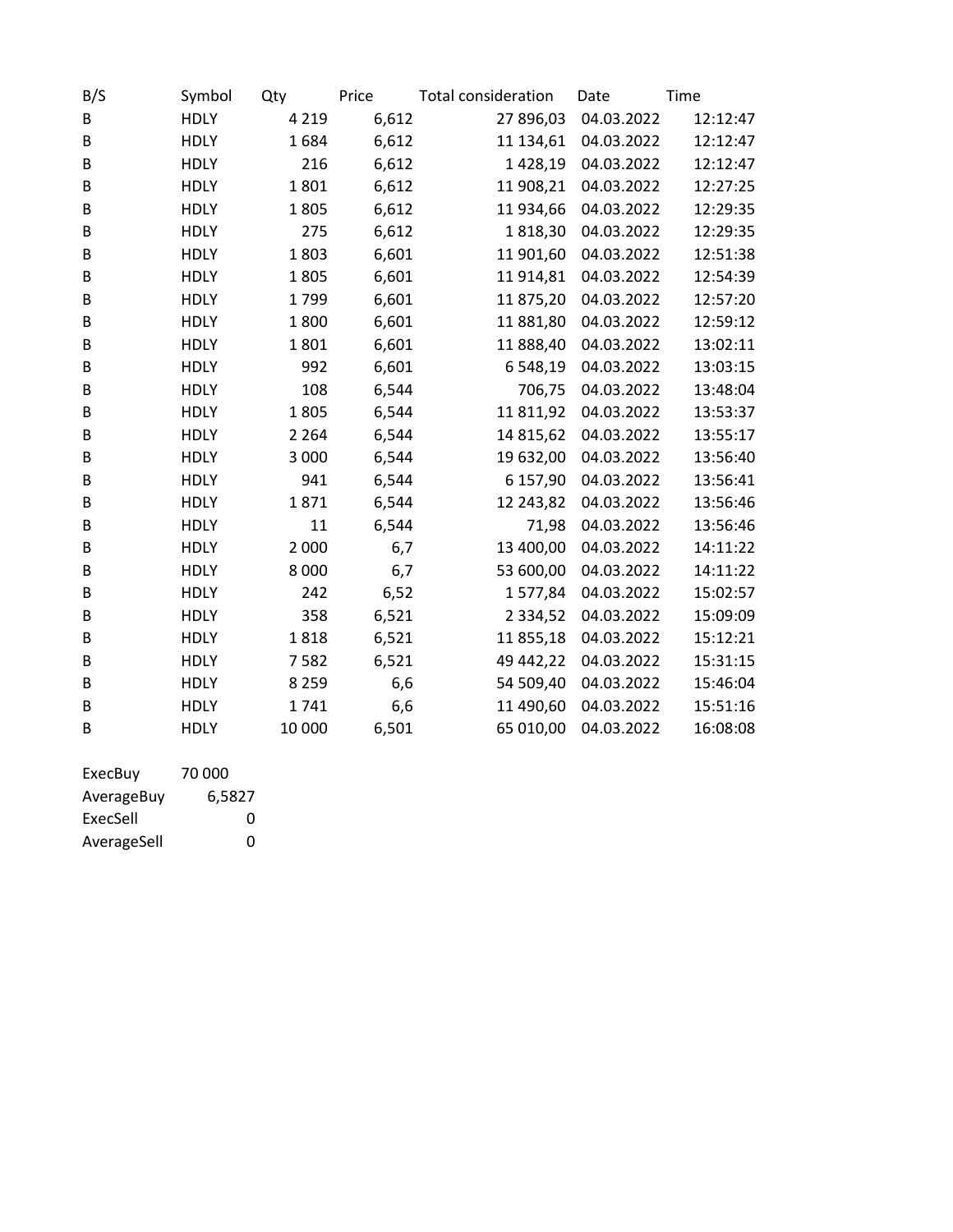| B/S | Symbol | Qty | Price | Total consideration | Date | Time |
|---|---|---|---|---|---|---|
| B | HDLY | 4 219 | 6,612 | 27 896,03 | 04.03.2022 | 12:12:47 |
| B | HDLY | 1 684 | 6,612 | 11 134,61 | 04.03.2022 | 12:12:47 |
| B | HDLY | 216 | 6,612 | 1 428,19 | 04.03.2022 | 12:12:47 |
| B | HDLY | 1 801 | 6,612 | 11 908,21 | 04.03.2022 | 12:27:25 |
| B | HDLY | 1 805 | 6,612 | 11 934,66 | 04.03.2022 | 12:29:35 |
| B | HDLY | 275 | 6,612 | 1 818,30 | 04.03.2022 | 12:29:35 |
| B | HDLY | 1 803 | 6,601 | 11 901,60 | 04.03.2022 | 12:51:38 |
| B | HDLY | 1 805 | 6,601 | 11 914,81 | 04.03.2022 | 12:54:39 |
| B | HDLY | 1 799 | 6,601 | 11 875,20 | 04.03.2022 | 12:57:20 |
| B | HDLY | 1 800 | 6,601 | 11 881,80 | 04.03.2022 | 12:59:12 |
| B | HDLY | 1 801 | 6,601 | 11 888,40 | 04.03.2022 | 13:02:11 |
| B | HDLY | 992 | 6,601 | 6 548,19 | 04.03.2022 | 13:03:15 |
| B | HDLY | 108 | 6,544 | 706,75 | 04.03.2022 | 13:48:04 |
| B | HDLY | 1 805 | 6,544 | 11 811,92 | 04.03.2022 | 13:53:37 |
| B | HDLY | 2 264 | 6,544 | 14 815,62 | 04.03.2022 | 13:55:17 |
| B | HDLY | 3 000 | 6,544 | 19 632,00 | 04.03.2022 | 13:56:40 |
| B | HDLY | 941 | 6,544 | 6 157,90 | 04.03.2022 | 13:56:41 |
| B | HDLY | 1 871 | 6,544 | 12 243,82 | 04.03.2022 | 13:56:46 |
| B | HDLY | 11 | 6,544 | 71,98 | 04.03.2022 | 13:56:46 |
| B | HDLY | 2 000 | 6,7 | 13 400,00 | 04.03.2022 | 14:11:22 |
| B | HDLY | 8 000 | 6,7 | 53 600,00 | 04.03.2022 | 14:11:22 |
| B | HDLY | 242 | 6,52 | 1 577,84 | 04.03.2022 | 15:02:57 |
| B | HDLY | 358 | 6,521 | 2 334,52 | 04.03.2022 | 15:09:09 |
| B | HDLY | 1 818 | 6,521 | 11 855,18 | 04.03.2022 | 15:12:21 |
| B | HDLY | 7 582 | 6,521 | 49 442,22 | 04.03.2022 | 15:31:15 |
| B | HDLY | 8 259 | 6,6 | 54 509,40 | 04.03.2022 | 15:46:04 |
| B | HDLY | 1 741 | 6,6 | 11 490,60 | 04.03.2022 | 15:51:16 |
| B | HDLY | 10 000 | 6,501 | 65 010,00 | 04.03.2022 | 16:08:08 |

| | |
|---|---|
| ExecBuy | 70 000 |
| AverageBuy | 6,5827 |
| ExecSell | 0 |
| AverageSell | 0 |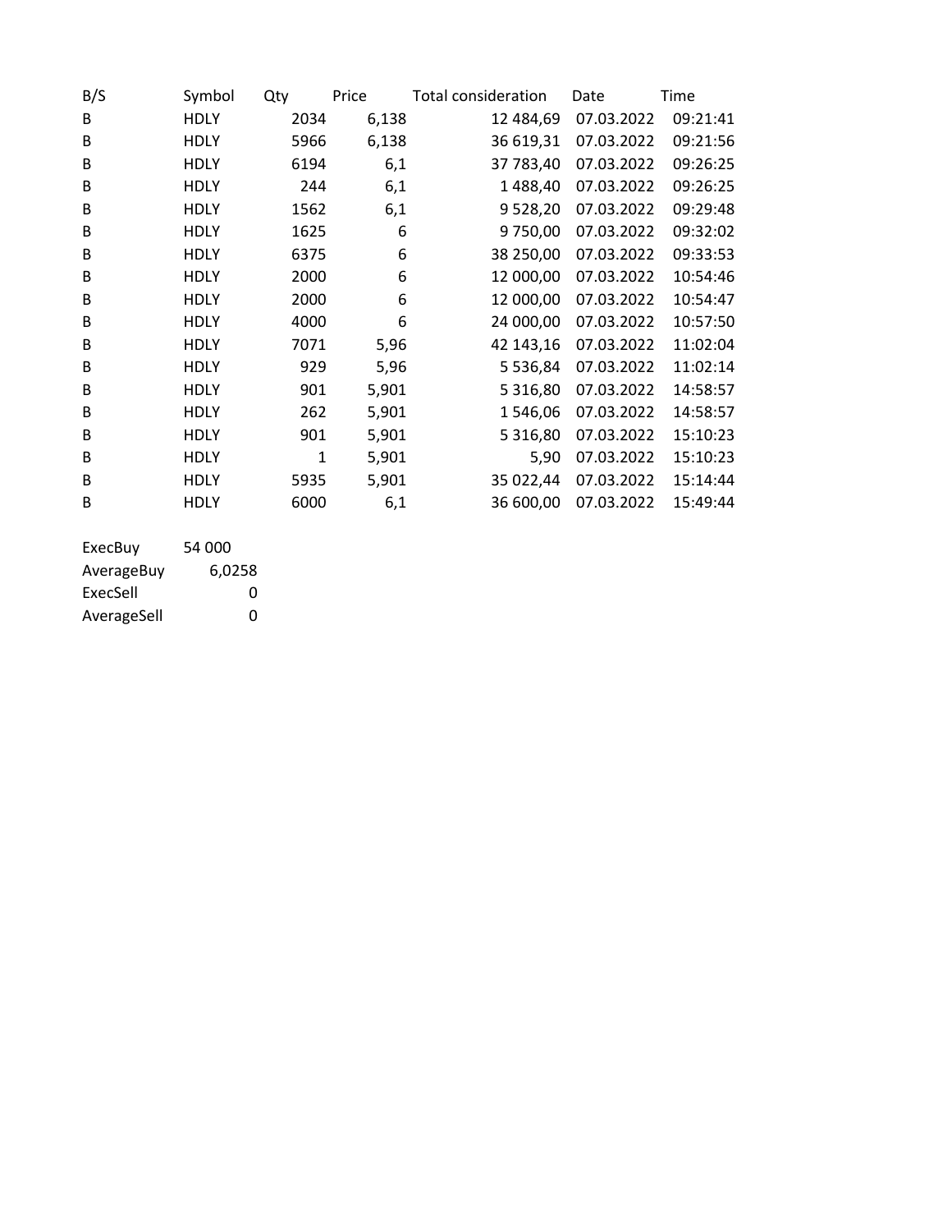| B/S | Symbol | Qty | Price | Total consideration | Date | Time |
|---|---|---|---|---|---|---|
| B | HDLY | 2034 | 6,138 | 12 484,69 | 07.03.2022 | 09:21:41 |
| B | HDLY | 5966 | 6,138 | 36 619,31 | 07.03.2022 | 09:21:56 |
| B | HDLY | 6194 | 6,1 | 37 783,40 | 07.03.2022 | 09:26:25 |
| B | HDLY | 244 | 6,1 | 1 488,40 | 07.03.2022 | 09:26:25 |
| B | HDLY | 1562 | 6,1 | 9 528,20 | 07.03.2022 | 09:29:48 |
| B | HDLY | 1625 | 6 | 9 750,00 | 07.03.2022 | 09:32:02 |
| B | HDLY | 6375 | 6 | 38 250,00 | 07.03.2022 | 09:33:53 |
| B | HDLY | 2000 | 6 | 12 000,00 | 07.03.2022 | 10:54:46 |
| B | HDLY | 2000 | 6 | 12 000,00 | 07.03.2022 | 10:54:47 |
| B | HDLY | 4000 | 6 | 24 000,00 | 07.03.2022 | 10:57:50 |
| B | HDLY | 7071 | 5,96 | 42 143,16 | 07.03.2022 | 11:02:04 |
| B | HDLY | 929 | 5,96 | 5 536,84 | 07.03.2022 | 11:02:14 |
| B | HDLY | 901 | 5,901 | 5 316,80 | 07.03.2022 | 14:58:57 |
| B | HDLY | 262 | 5,901 | 1 546,06 | 07.03.2022 | 14:58:57 |
| B | HDLY | 901 | 5,901 | 5 316,80 | 07.03.2022 | 15:10:23 |
| B | HDLY | 1 | 5,901 | 5,90 | 07.03.2022 | 15:10:23 |
| B | HDLY | 5935 | 5,901 | 35 022,44 | 07.03.2022 | 15:14:44 |
| B | HDLY | 6000 | 6,1 | 36 600,00 | 07.03.2022 | 15:49:44 |

| | |
|---|---|
| ExecBuy | 54 000 |
| AverageBuy | 6,0258 |
| ExecSell | 0 |
| AverageSell | 0 |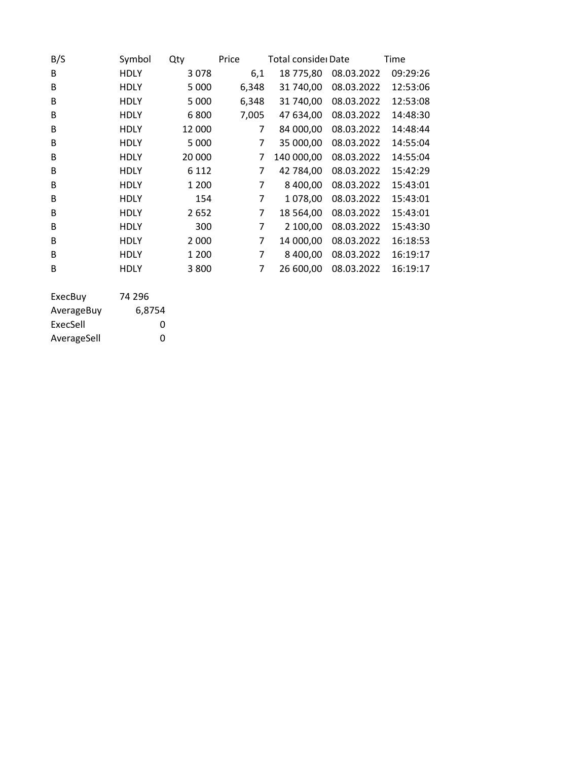| B/S | Symbol | Qty | Price | Total consider | Date | Time |
|---|---|---|---|---|---|---|
| B | HDLY | 3 078 | 6,1 | 18 775,80 | 08.03.2022 | 09:29:26 |
| B | HDLY | 5 000 | 6,348 | 31 740,00 | 08.03.2022 | 12:53:06 |
| B | HDLY | 5 000 | 6,348 | 31 740,00 | 08.03.2022 | 12:53:08 |
| B | HDLY | 6 800 | 7,005 | 47 634,00 | 08.03.2022 | 14:48:30 |
| B | HDLY | 12 000 | 7 | 84 000,00 | 08.03.2022 | 14:48:44 |
| B | HDLY | 5 000 | 7 | 35 000,00 | 08.03.2022 | 14:55:04 |
| B | HDLY | 20 000 | 7 | 140 000,00 | 08.03.2022 | 14:55:04 |
| B | HDLY | 6 112 | 7 | 42 784,00 | 08.03.2022 | 15:42:29 |
| B | HDLY | 1 200 | 7 | 8 400,00 | 08.03.2022 | 15:43:01 |
| B | HDLY | 154 | 7 | 1 078,00 | 08.03.2022 | 15:43:01 |
| B | HDLY | 2 652 | 7 | 18 564,00 | 08.03.2022 | 15:43:01 |
| B | HDLY | 300 | 7 | 2 100,00 | 08.03.2022 | 15:43:30 |
| B | HDLY | 2 000 | 7 | 14 000,00 | 08.03.2022 | 16:18:53 |
| B | HDLY | 1 200 | 7 | 8 400,00 | 08.03.2022 | 16:19:17 |
| B | HDLY | 3 800 | 7 | 26 600,00 | 08.03.2022 | 16:19:17 |

| | |
|---|---|
| ExecBuy | 74 296 |
| AverageBuy | 6,8754 |
| ExecSell | 0 |
| AverageSell | 0 |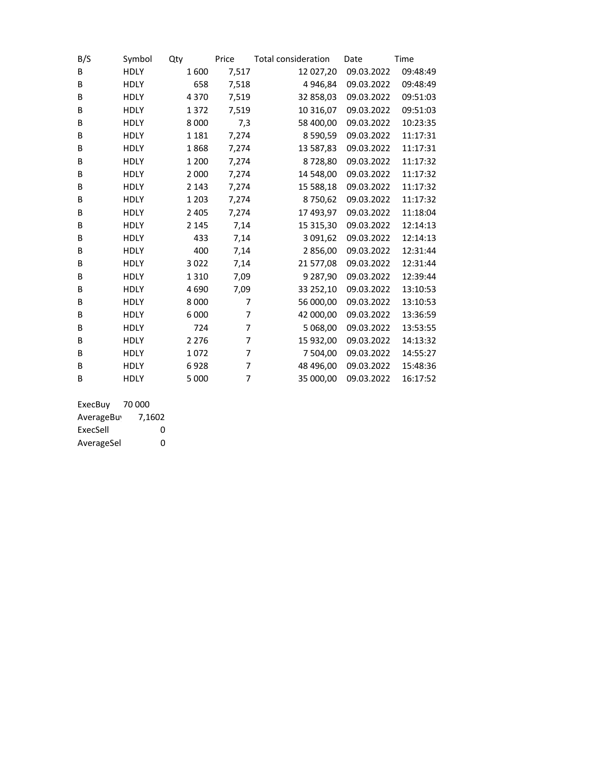| B/S | Symbol | Qty | Price | Total consideration | Date | Time |
|---|---|---|---|---|---|---|
| B | HDLY | 1 600 | 7,517 | 12 027,20 | 09.03.2022 | 09:48:49 |
| B | HDLY | 658 | 7,518 | 4 946,84 | 09.03.2022 | 09:48:49 |
| B | HDLY | 4 370 | 7,519 | 32 858,03 | 09.03.2022 | 09:51:03 |
| B | HDLY | 1 372 | 7,519 | 10 316,07 | 09.03.2022 | 09:51:03 |
| B | HDLY | 8 000 | 7,3 | 58 400,00 | 09.03.2022 | 10:23:35 |
| B | HDLY | 1 181 | 7,274 | 8 590,59 | 09.03.2022 | 11:17:31 |
| B | HDLY | 1 868 | 7,274 | 13 587,83 | 09.03.2022 | 11:17:31 |
| B | HDLY | 1 200 | 7,274 | 8 728,80 | 09.03.2022 | 11:17:32 |
| B | HDLY | 2 000 | 7,274 | 14 548,00 | 09.03.2022 | 11:17:32 |
| B | HDLY | 2 143 | 7,274 | 15 588,18 | 09.03.2022 | 11:17:32 |
| B | HDLY | 1 203 | 7,274 | 8 750,62 | 09.03.2022 | 11:17:32 |
| B | HDLY | 2 405 | 7,274 | 17 493,97 | 09.03.2022 | 11:18:04 |
| B | HDLY | 2 145 | 7,14 | 15 315,30 | 09.03.2022 | 12:14:13 |
| B | HDLY | 433 | 7,14 | 3 091,62 | 09.03.2022 | 12:14:13 |
| B | HDLY | 400 | 7,14 | 2 856,00 | 09.03.2022 | 12:31:44 |
| B | HDLY | 3 022 | 7,14 | 21 577,08 | 09.03.2022 | 12:31:44 |
| B | HDLY | 1 310 | 7,09 | 9 287,90 | 09.03.2022 | 12:39:44 |
| B | HDLY | 4 690 | 7,09 | 33 252,10 | 09.03.2022 | 13:10:53 |
| B | HDLY | 8 000 | 7 | 56 000,00 | 09.03.2022 | 13:10:53 |
| B | HDLY | 6 000 | 7 | 42 000,00 | 09.03.2022 | 13:36:59 |
| B | HDLY | 724 | 7 | 5 068,00 | 09.03.2022 | 13:53:55 |
| B | HDLY | 2 276 | 7 | 15 932,00 | 09.03.2022 | 14:13:32 |
| B | HDLY | 1 072 | 7 | 7 504,00 | 09.03.2022 | 14:55:27 |
| B | HDLY | 6 928 | 7 | 48 496,00 | 09.03.2022 | 15:48:36 |
| B | HDLY | 5 000 | 7 | 35 000,00 | 09.03.2022 | 16:17:52 |

| | |
|---|---|
| ExecBuy | 70 000 |
| AverageBu | 7,1602 |
| ExecSell | 0 |
| AverageSel | 0 |